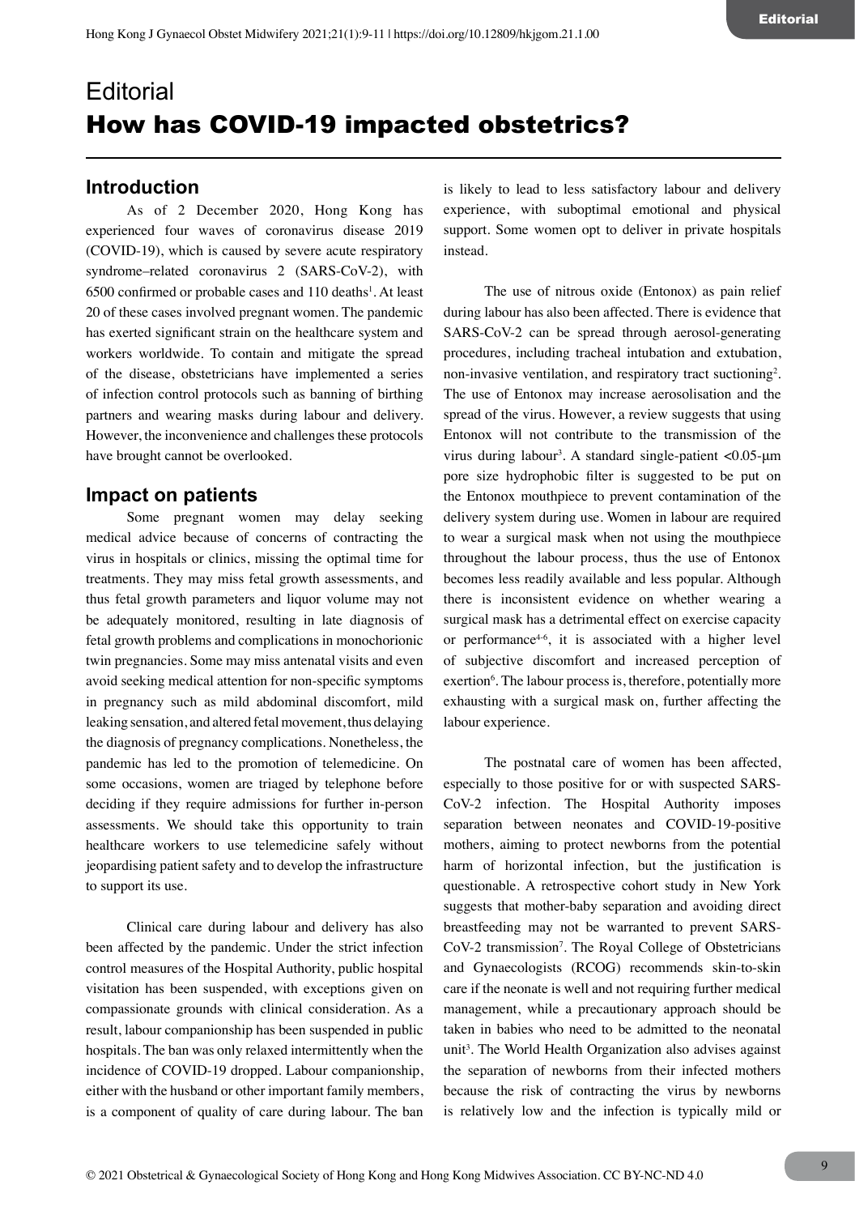# Editorial

# How has COVID-19 impacted obstetrics?

## Introduction

As of 2 December 2020, Hong Kong has experienced four waves of coronavirus disease 2019 (COVID-19), which is caused by severe acute respiratory syndrome–related coronavirus 2 (SARS-CoV-2), with 6500 confirmed or probable cases and 110 deaths[1]. At least 20 of these cases involved pregnant women. The pandemic has exerted significant strain on the healthcare system and workers worldwide. To contain and mitigate the spread of the disease, obstetricians have implemented a series of infection control protocols such as banning of birthing partners and wearing masks during labour and delivery. However, the inconvenience and challenges these protocols have brought cannot be overlooked.

## Impact on patients

Some pregnant women may delay seeking medical advice because of concerns of contracting the virus in hospitals or clinics, missing the optimal time for treatments. They may miss fetal growth assessments, and thus fetal growth parameters and liquor volume may not be adequately monitored, resulting in late diagnosis of fetal growth problems and complications in monochorionic twin pregnancies. Some may miss antenatal visits and even avoid seeking medical attention for non-specific symptoms in pregnancy such as mild abdominal discomfort, mild leaking sensation, and altered fetal movement, thus delaying the diagnosis of pregnancy complications. Nonetheless, the pandemic has led to the promotion of telemedicine. On some occasions, women are triaged by telephone before deciding if they require admissions for further in-person assessments. We should take this opportunity to train healthcare workers to use telemedicine safely without jeopardising patient safety and to develop the infrastructure to support its use.

Clinical care during labour and delivery has also been affected by the pandemic. Under the strict infection control measures of the Hospital Authority, public hospital visitation has been suspended, with exceptions given on compassionate grounds with clinical consideration. As a result, labour companionship has been suspended in public hospitals. The ban was only relaxed intermittently when the incidence of COVID-19 dropped. Labour companionship, either with the husband or other important family members, is a component of quality of care during labour. The ban is likely to lead to less satisfactory labour and delivery experience, with suboptimal emotional and physical support. Some women opt to deliver in private hospitals instead.

The use of nitrous oxide (Entonox) as pain relief during labour has also been affected. There is evidence that SARS-CoV-2 can be spread through aerosol-generating procedures, including tracheal intubation and extubation, non-invasive ventilation, and respiratory tract suctioning[2]. The use of Entonox may increase aerosolisation and the spread of the virus. However, a review suggests that using Entonox will not contribute to the transmission of the virus during labour[3]. A standard single-patient <0.05-μm pore size hydrophobic filter is suggested to be put on the Entonox mouthpiece to prevent contamination of the delivery system during use. Women in labour are required to wear a surgical mask when not using the mouthpiece throughout the labour process, thus the use of Entonox becomes less readily available and less popular. Although there is inconsistent evidence on whether wearing a surgical mask has a detrimental effect on exercise capacity or performance[4-6], it is associated with a higher level of subjective discomfort and increased perception of exertion[6]. The labour process is, therefore, potentially more exhausting with a surgical mask on, further affecting the labour experience.

The postnatal care of women has been affected, especially to those positive for or with suspected SARS-CoV-2 infection. The Hospital Authority imposes separation between neonates and COVID-19-positive mothers, aiming to protect newborns from the potential harm of horizontal infection, but the justification is questionable. A retrospective cohort study in New York suggests that mother-baby separation and avoiding direct breastfeeding may not be warranted to prevent SARS-CoV-2 transmission[7]. The Royal College of Obstetricians and Gynaecologists (RCOG) recommends skin-to-skin care if the neonate is well and not requiring further medical management, while a precautionary approach should be taken in babies who need to be admitted to the neonatal unit[3]. The World Health Organization also advises against the separation of newborns from their infected mothers because the risk of contracting the virus by newborns is relatively low and the infection is typically mild or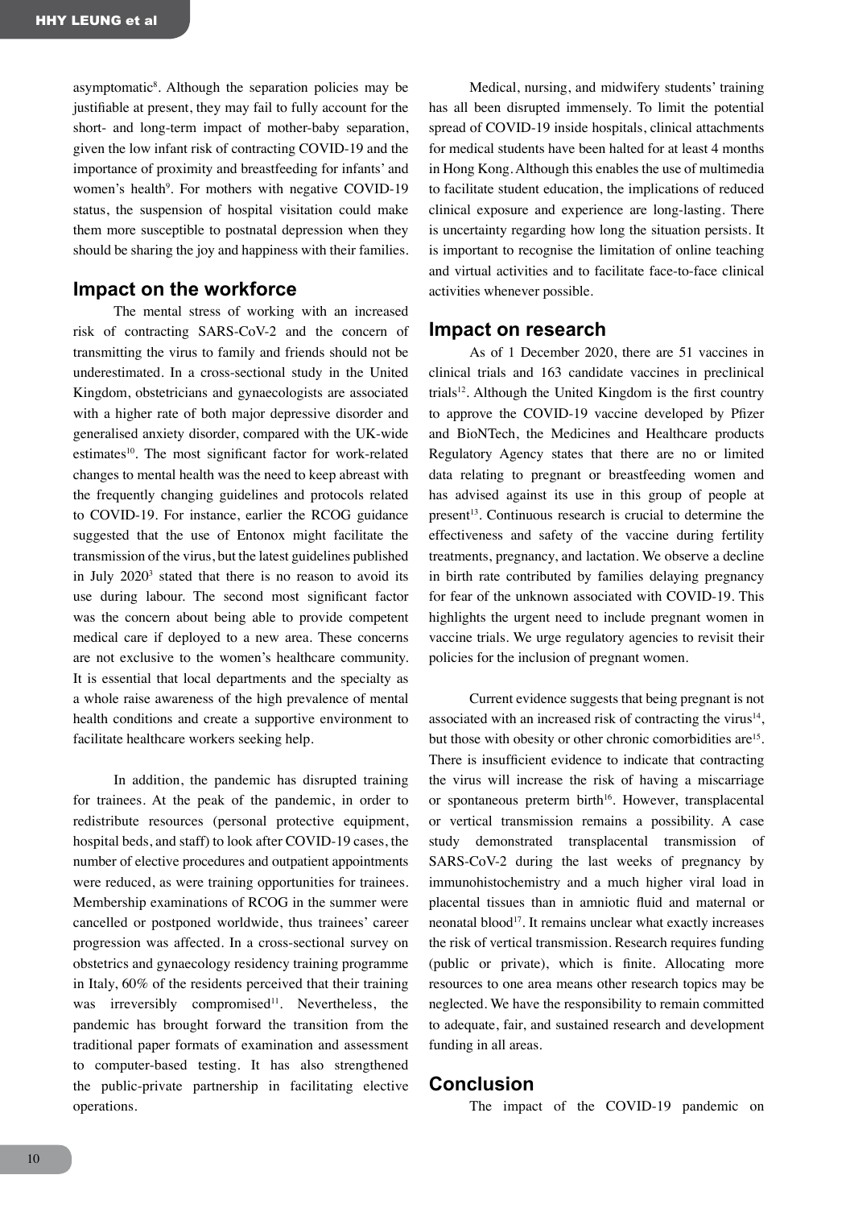asymptomatic[8]. Although the separation policies may be justifiable at present, they may fail to fully account for the short- and long-term impact of mother-baby separation, given the low infant risk of contracting COVID-19 and the importance of proximity and breastfeeding for infants' and women's health[9]. For mothers with negative COVID-19 status, the suspension of hospital visitation could make them more susceptible to postnatal depression when they should be sharing the joy and happiness with their families.

## Impact on the workforce

The mental stress of working with an increased risk of contracting SARS-CoV-2 and the concern of transmitting the virus to family and friends should not be underestimated. In a cross-sectional study in the United Kingdom, obstetricians and gynaecologists are associated with a higher rate of both major depressive disorder and generalised anxiety disorder, compared with the UK-wide estimates[10]. The most significant factor for work-related changes to mental health was the need to keep abreast with the frequently changing guidelines and protocols related to COVID-19. For instance, earlier the RCOG guidance suggested that the use of Entonox might facilitate the transmission of the virus, but the latest guidelines published in July 2020[3] stated that there is no reason to avoid its use during labour. The second most significant factor was the concern about being able to provide competent medical care if deployed to a new area. These concerns are not exclusive to the women's healthcare community. It is essential that local departments and the specialty as a whole raise awareness of the high prevalence of mental health conditions and create a supportive environment to facilitate healthcare workers seeking help.

In addition, the pandemic has disrupted training for trainees. At the peak of the pandemic, in order to redistribute resources (personal protective equipment, hospital beds, and staff) to look after COVID-19 cases, the number of elective procedures and outpatient appointments were reduced, as were training opportunities for trainees. Membership examinations of RCOG in the summer were cancelled or postponed worldwide, thus trainees' career progression was affected. In a cross-sectional survey on obstetrics and gynaecology residency training programme in Italy, 60% of the residents perceived that their training was irreversibly compromised[11]. Nevertheless, the pandemic has brought forward the transition from the traditional paper formats of examination and assessment to computer-based testing. It has also strengthened the public-private partnership in facilitating elective operations.

Medical, nursing, and midwifery students' training has all been disrupted immensely. To limit the potential spread of COVID-19 inside hospitals, clinical attachments for medical students have been halted for at least 4 months in Hong Kong. Although this enables the use of multimedia to facilitate student education, the implications of reduced clinical exposure and experience are long-lasting. There is uncertainty regarding how long the situation persists. It is important to recognise the limitation of online teaching and virtual activities and to facilitate face-to-face clinical activities whenever possible.

## Impact on research

As of 1 December 2020, there are 51 vaccines in clinical trials and 163 candidate vaccines in preclinical trials[12]. Although the United Kingdom is the first country to approve the COVID-19 vaccine developed by Pfizer and BioNTech, the Medicines and Healthcare products Regulatory Agency states that there are no or limited data relating to pregnant or breastfeeding women and has advised against its use in this group of people at present[13]. Continuous research is crucial to determine the effectiveness and safety of the vaccine during fertility treatments, pregnancy, and lactation. We observe a decline in birth rate contributed by families delaying pregnancy for fear of the unknown associated with COVID-19. This highlights the urgent need to include pregnant women in vaccine trials. We urge regulatory agencies to revisit their policies for the inclusion of pregnant women.

Current evidence suggests that being pregnant is not associated with an increased risk of contracting the virus[14], but those with obesity or other chronic comorbidities are[15]. There is insufficient evidence to indicate that contracting the virus will increase the risk of having a miscarriage or spontaneous preterm birth[16]. However, transplacental or vertical transmission remains a possibility. A case study demonstrated transplacental transmission of SARS-CoV-2 during the last weeks of pregnancy by immunohistochemistry and a much higher viral load in placental tissues than in amniotic fluid and maternal or neonatal blood[17]. It remains unclear what exactly increases the risk of vertical transmission. Research requires funding (public or private), which is finite. Allocating more resources to one area means other research topics may be neglected. We have the responsibility to remain committed to adequate, fair, and sustained research and development funding in all areas.

## Conclusion

The impact of the COVID-19 pandemic on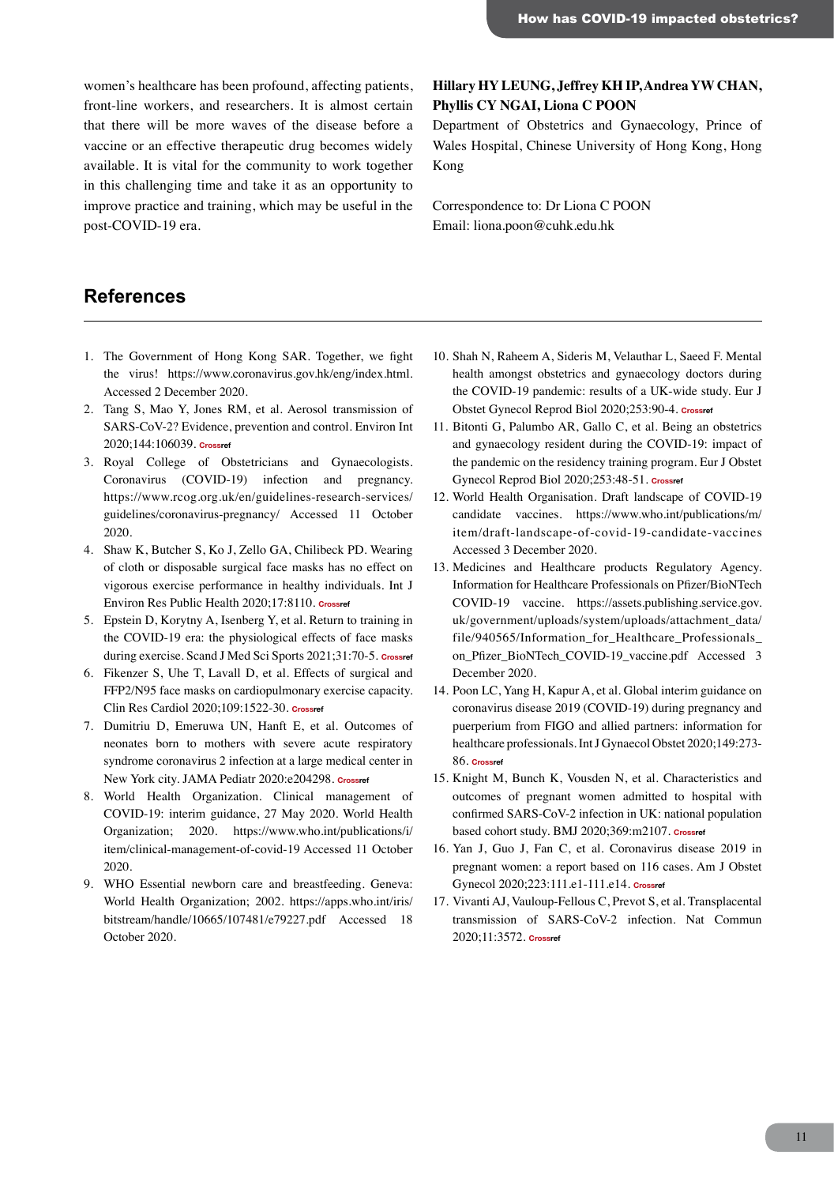women's healthcare has been profound, affecting patients, front-line workers, and researchers. It is almost certain that there will be more waves of the disease before a vaccine or an effective therapeutic drug becomes widely available. It is vital for the community to work together in this challenging time and take it as an opportunity to improve practice and training, which may be useful in the post-COVID-19 era.

**Hillary HY LEUNG, Jeffrey KH IP, Andrea YW CHAN, Phyllis CY NGAI, Liona C POON**

Department of Obstetrics and Gynaecology, Prince of Wales Hospital, Chinese University of Hong Kong, Hong Kong

Correspondence to: Dr Liona C POON
Email: liona.poon@cuhk.edu.hk

## References

1. The Government of Hong Kong SAR. Together, we fight the virus! https://www.coronavirus.gov.hk/eng/index.html. Accessed 2 December 2020.
2. Tang S, Mao Y, Jones RM, et al. Aerosol transmission of SARS-CoV-2? Evidence, prevention and control. Environ Int 2020;144:106039. Crossref
3. Royal College of Obstetricians and Gynaecologists. Coronavirus (COVID-19) infection and pregnancy. https://www.rcog.org.uk/en/guidelines-research-services/guidelines/coronavirus-pregnancy/ Accessed 11 October 2020.
4. Shaw K, Butcher S, Ko J, Zello GA, Chilibeck PD. Wearing of cloth or disposable surgical face masks has no effect on vigorous exercise performance in healthy individuals. Int J Environ Res Public Health 2020;17:8110. Crossref
5. Epstein D, Korytny A, Isenberg Y, et al. Return to training in the COVID-19 era: the physiological effects of face masks during exercise. Scand J Med Sci Sports 2021;31:70-5. Crossref
6. Fikenzer S, Uhe T, Lavall D, et al. Effects of surgical and FFP2/N95 face masks on cardiopulmonary exercise capacity. Clin Res Cardiol 2020;109:1522-30. Crossref
7. Dumitriu D, Emeruwa UN, Hanft E, et al. Outcomes of neonates born to mothers with severe acute respiratory syndrome coronavirus 2 infection at a large medical center in New York city. JAMA Pediatr 2020:e204298. Crossref
8. World Health Organization. Clinical management of COVID-19: interim guidance, 27 May 2020. World Health Organization; 2020. https://www.who.int/publications/i/item/clinical-management-of-covid-19 Accessed 11 October 2020.
9. WHO Essential newborn care and breastfeeding. Geneva: World Health Organization; 2002. https://apps.who.int/iris/bitstream/handle/10665/107481/e79227.pdf Accessed 18 October 2020.
10. Shah N, Raheem A, Sideris M, Velauthar L, Saeed F. Mental health amongst obstetrics and gynaecology doctors during the COVID-19 pandemic: results of a UK-wide study. Eur J Obstet Gynecol Reprod Biol 2020;253:90-4. Crossref
11. Bitonti G, Palumbo AR, Gallo C, et al. Being an obstetrics and gynaecology resident during the COVID-19: impact of the pandemic on the residency training program. Eur J Obstet Gynecol Reprod Biol 2020;253:48-51. Crossref
12. World Health Organisation. Draft landscape of COVID-19 candidate vaccines. https://www.who.int/publications/m/item/draft-landscape-of-covid-19-candidate-vaccines Accessed 3 December 2020.
13. Medicines and Healthcare products Regulatory Agency. Information for Healthcare Professionals on Pfizer/BioNTech COVID-19 vaccine. https://assets.publishing.service.gov.uk/government/uploads/system/uploads/attachment_data/file/940565/Information_for_Healthcare_Professionals_on_Pfizer_BioNTech_COVID-19_vaccine.pdf Accessed 3 December 2020.
14. Poon LC, Yang H, Kapur A, et al. Global interim guidance on coronavirus disease 2019 (COVID-19) during pregnancy and puerperium from FIGO and allied partners: information for healthcare professionals. Int J Gynaecol Obstet 2020;149:273-86. Crossref
15. Knight M, Bunch K, Vousden N, et al. Characteristics and outcomes of pregnant women admitted to hospital with confirmed SARS-CoV-2 infection in UK: national population based cohort study. BMJ 2020;369:m2107. Crossref
16. Yan J, Guo J, Fan C, et al. Coronavirus disease 2019 in pregnant women: a report based on 116 cases. Am J Obstet Gynecol 2020;223:111.e1-111.e14. Crossref
17. Vivanti AJ, Vauloup-Fellous C, Prevot S, et al. Transplacental transmission of SARS-CoV-2 infection. Nat Commun 2020;11:3572. Crossref